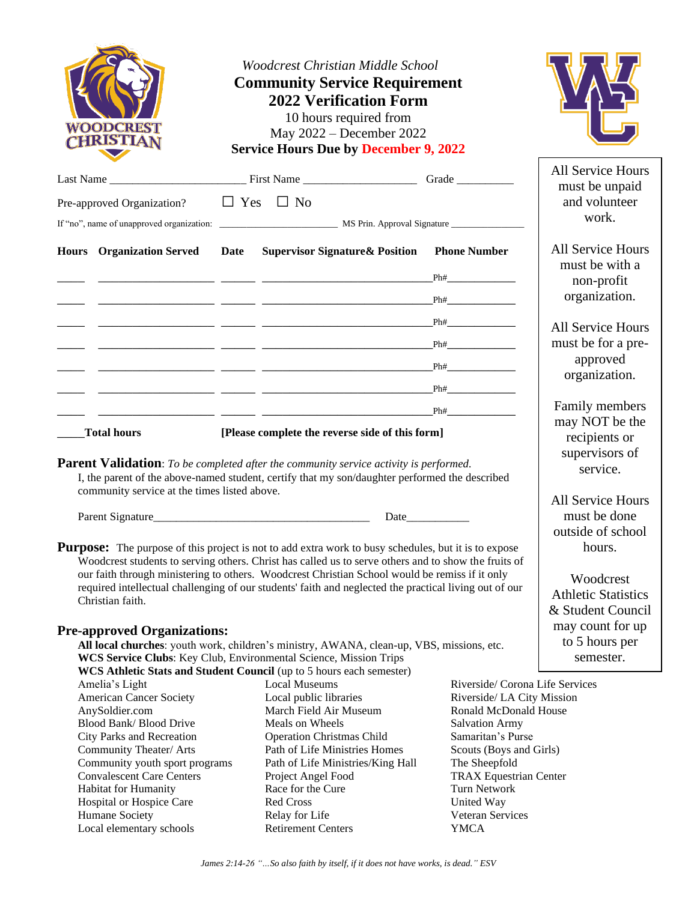*Woodcrest Christian Middle School*

# Community Service Requirement
# 2022 Verification Form

10 hours required from
May 2022 – December 2022

**Service Hours Due by December 9, 2022**

Last Name ______________________ First Name ___________________ Grade _________

Pre-approved Organization? ☐ Yes ☐ No

If "no", name of unapproved organization: ______________________ MS Prin. Approval Signature _______________

| Hours | Organization Served | Date | Supervisor Signature& Position | Phone Number |
|---|---|---|---|---|
| _____ | __________________ | ______ | __________________________ | Ph#___________ |
| _____ | __________________ | ______ | __________________________ | Ph#___________ |
| _____ | __________________ | ______ | __________________________ | Ph#___________ |
| _____ | __________________ | ______ | __________________________ | Ph#___________ |
| _____ | __________________ | ______ | __________________________ | Ph#___________ |
| _____ | __________________ | ______ | __________________________ | Ph#___________ |
| _____ | __________________ | ______ | __________________________ | Ph#___________ |

_____**Total hours** **[Please complete the reverse side of this form]**

All Service Hours must be unpaid and volunteer work.

All Service Hours must be with a non-profit organization.

All Service Hours must be for a pre-approved organization.

Family members may NOT be the recipients or supervisors of service.

All Service Hours must be done outside of school hours.

Woodcrest Athletic Statistics & Student Council may count for up to 5 hours per semester.

**Parent Validation**: *To be completed after the community service activity is performed.*
I, the parent of the above-named student, certify that my son/daughter performed the described community service at the times listed above.

Parent Signature____________________________________ Date___________

**Purpose:** The purpose of this project is not to add extra work to busy schedules, but it is to expose Woodcrest students to serving others. Christ has called us to serve others and to show the fruits of our faith through ministering to others. Woodcrest Christian School would be remiss if it only required intellectual challenging of our students' faith and neglected the practical living out of our Christian faith.

## Pre-approved Organizations:

**All local churches**: youth work, children's ministry, AWANA, clean-up, VBS, missions, etc.
**WCS Service Clubs**: Key Club, Environmental Science, Mission Trips
**WCS Athletic Stats and Student Council** (up to 5 hours each semester)

Amelia's Light
American Cancer Society
AnySoldier.com
Blood Bank/ Blood Drive
City Parks and Recreation
Community Theater/ Arts
Community youth sport programs
Convalescent Care Centers
Habitat for Humanity
Hospital or Hospice Care
Humane Society
Local elementary schools
Local Museums
Local public libraries
March Field Air Museum
Meals on Wheels
Operation Christmas Child
Path of Life Ministries Homes
Path of Life Ministries/King Hall
Project Angel Food
Race for the Cure
Red Cross
Relay for Life
Retirement Centers
Riverside/ Corona Life Services
Riverside/ LA City Mission
Ronald McDonald House
Salvation Army
Samaritan's Purse
Scouts (Boys and Girls)
The Sheepfold
TRAX Equestrian Center
Turn Network
United Way
Veteran Services
YMCA

*James 2:14-26 "...So also faith by itself, if it does not have works, is dead." ESV*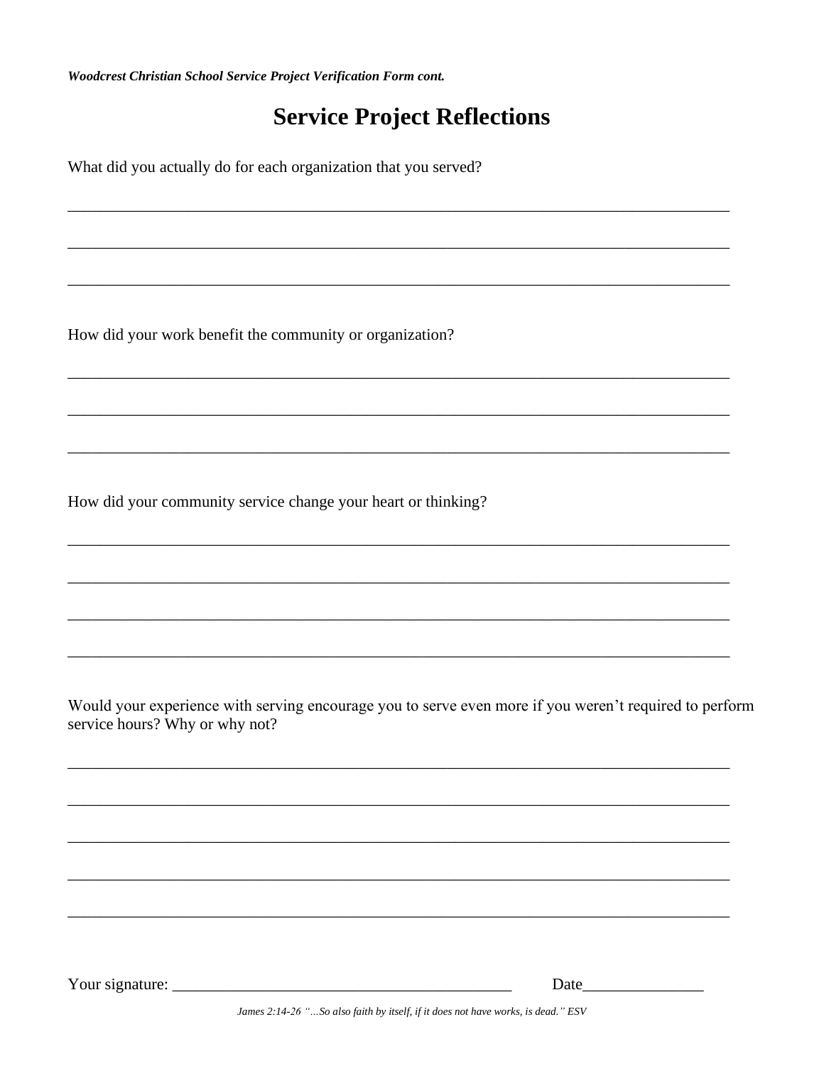*Woodcrest Christian School Service Project Verification Form cont.*

# Service Project Reflections

What did you actually do for each organization that you served?

\_\_\_\_\_\_\_\_\_\_\_\_\_\_\_\_\_\_\_\_\_\_\_\_\_\_\_\_\_\_\_\_\_\_\_\_\_\_\_\_\_\_\_\_\_\_\_\_\_\_\_\_\_\_\_\_\_\_\_\_\_\_\_\_\_\_\_\_\_\_\_\_\_\_\_\_\_\_

\_\_\_\_\_\_\_\_\_\_\_\_\_\_\_\_\_\_\_\_\_\_\_\_\_\_\_\_\_\_\_\_\_\_\_\_\_\_\_\_\_\_\_\_\_\_\_\_\_\_\_\_\_\_\_\_\_\_\_\_\_\_\_\_\_\_\_\_\_\_\_\_\_\_\_\_\_\_

\_\_\_\_\_\_\_\_\_\_\_\_\_\_\_\_\_\_\_\_\_\_\_\_\_\_\_\_\_\_\_\_\_\_\_\_\_\_\_\_\_\_\_\_\_\_\_\_\_\_\_\_\_\_\_\_\_\_\_\_\_\_\_\_\_\_\_\_\_\_\_\_\_\_\_\_\_\_

How did your work benefit the community or organization?

\_\_\_\_\_\_\_\_\_\_\_\_\_\_\_\_\_\_\_\_\_\_\_\_\_\_\_\_\_\_\_\_\_\_\_\_\_\_\_\_\_\_\_\_\_\_\_\_\_\_\_\_\_\_\_\_\_\_\_\_\_\_\_\_\_\_\_\_\_\_\_\_\_\_\_\_\_\_

\_\_\_\_\_\_\_\_\_\_\_\_\_\_\_\_\_\_\_\_\_\_\_\_\_\_\_\_\_\_\_\_\_\_\_\_\_\_\_\_\_\_\_\_\_\_\_\_\_\_\_\_\_\_\_\_\_\_\_\_\_\_\_\_\_\_\_\_\_\_\_\_\_\_\_\_\_\_

\_\_\_\_\_\_\_\_\_\_\_\_\_\_\_\_\_\_\_\_\_\_\_\_\_\_\_\_\_\_\_\_\_\_\_\_\_\_\_\_\_\_\_\_\_\_\_\_\_\_\_\_\_\_\_\_\_\_\_\_\_\_\_\_\_\_\_\_\_\_\_\_\_\_\_\_\_\_

How did your community service change your heart or thinking?

\_\_\_\_\_\_\_\_\_\_\_\_\_\_\_\_\_\_\_\_\_\_\_\_\_\_\_\_\_\_\_\_\_\_\_\_\_\_\_\_\_\_\_\_\_\_\_\_\_\_\_\_\_\_\_\_\_\_\_\_\_\_\_\_\_\_\_\_\_\_\_\_\_\_\_\_\_\_

\_\_\_\_\_\_\_\_\_\_\_\_\_\_\_\_\_\_\_\_\_\_\_\_\_\_\_\_\_\_\_\_\_\_\_\_\_\_\_\_\_\_\_\_\_\_\_\_\_\_\_\_\_\_\_\_\_\_\_\_\_\_\_\_\_\_\_\_\_\_\_\_\_\_\_\_\_\_

\_\_\_\_\_\_\_\_\_\_\_\_\_\_\_\_\_\_\_\_\_\_\_\_\_\_\_\_\_\_\_\_\_\_\_\_\_\_\_\_\_\_\_\_\_\_\_\_\_\_\_\_\_\_\_\_\_\_\_\_\_\_\_\_\_\_\_\_\_\_\_\_\_\_\_\_\_\_

\_\_\_\_\_\_\_\_\_\_\_\_\_\_\_\_\_\_\_\_\_\_\_\_\_\_\_\_\_\_\_\_\_\_\_\_\_\_\_\_\_\_\_\_\_\_\_\_\_\_\_\_\_\_\_\_\_\_\_\_\_\_\_\_\_\_\_\_\_\_\_\_\_\_\_\_\_\_

Would your experience with serving encourage you to serve even more if you weren't required to perform service hours? Why or why not?

\_\_\_\_\_\_\_\_\_\_\_\_\_\_\_\_\_\_\_\_\_\_\_\_\_\_\_\_\_\_\_\_\_\_\_\_\_\_\_\_\_\_\_\_\_\_\_\_\_\_\_\_\_\_\_\_\_\_\_\_\_\_\_\_\_\_\_\_\_\_\_\_\_\_\_\_\_\_

\_\_\_\_\_\_\_\_\_\_\_\_\_\_\_\_\_\_\_\_\_\_\_\_\_\_\_\_\_\_\_\_\_\_\_\_\_\_\_\_\_\_\_\_\_\_\_\_\_\_\_\_\_\_\_\_\_\_\_\_\_\_\_\_\_\_\_\_\_\_\_\_\_\_\_\_\_\_

\_\_\_\_\_\_\_\_\_\_\_\_\_\_\_\_\_\_\_\_\_\_\_\_\_\_\_\_\_\_\_\_\_\_\_\_\_\_\_\_\_\_\_\_\_\_\_\_\_\_\_\_\_\_\_\_\_\_\_\_\_\_\_\_\_\_\_\_\_\_\_\_\_\_\_\_\_\_

\_\_\_\_\_\_\_\_\_\_\_\_\_\_\_\_\_\_\_\_\_\_\_\_\_\_\_\_\_\_\_\_\_\_\_\_\_\_\_\_\_\_\_\_\_\_\_\_\_\_\_\_\_\_\_\_\_\_\_\_\_\_\_\_\_\_\_\_\_\_\_\_\_\_\_\_\_\_

\_\_\_\_\_\_\_\_\_\_\_\_\_\_\_\_\_\_\_\_\_\_\_\_\_\_\_\_\_\_\_\_\_\_\_\_\_\_\_\_\_\_\_\_\_\_\_\_\_\_\_\_\_\_\_\_\_\_\_\_\_\_\_\_\_\_\_\_\_\_\_\_\_\_\_\_\_\_

Your signature: \_\_\_\_\_\_\_\_\_\_\_\_\_\_\_\_\_\_\_\_\_\_\_\_\_\_\_\_\_\_\_\_\_\_\_\_\_\_\_\_\_\_ Date\_\_\_\_\_\_\_\_\_\_\_\_\_\_\_

*James 2:14-26 "…So also faith by itself, if it does not have works, is dead." ESV*